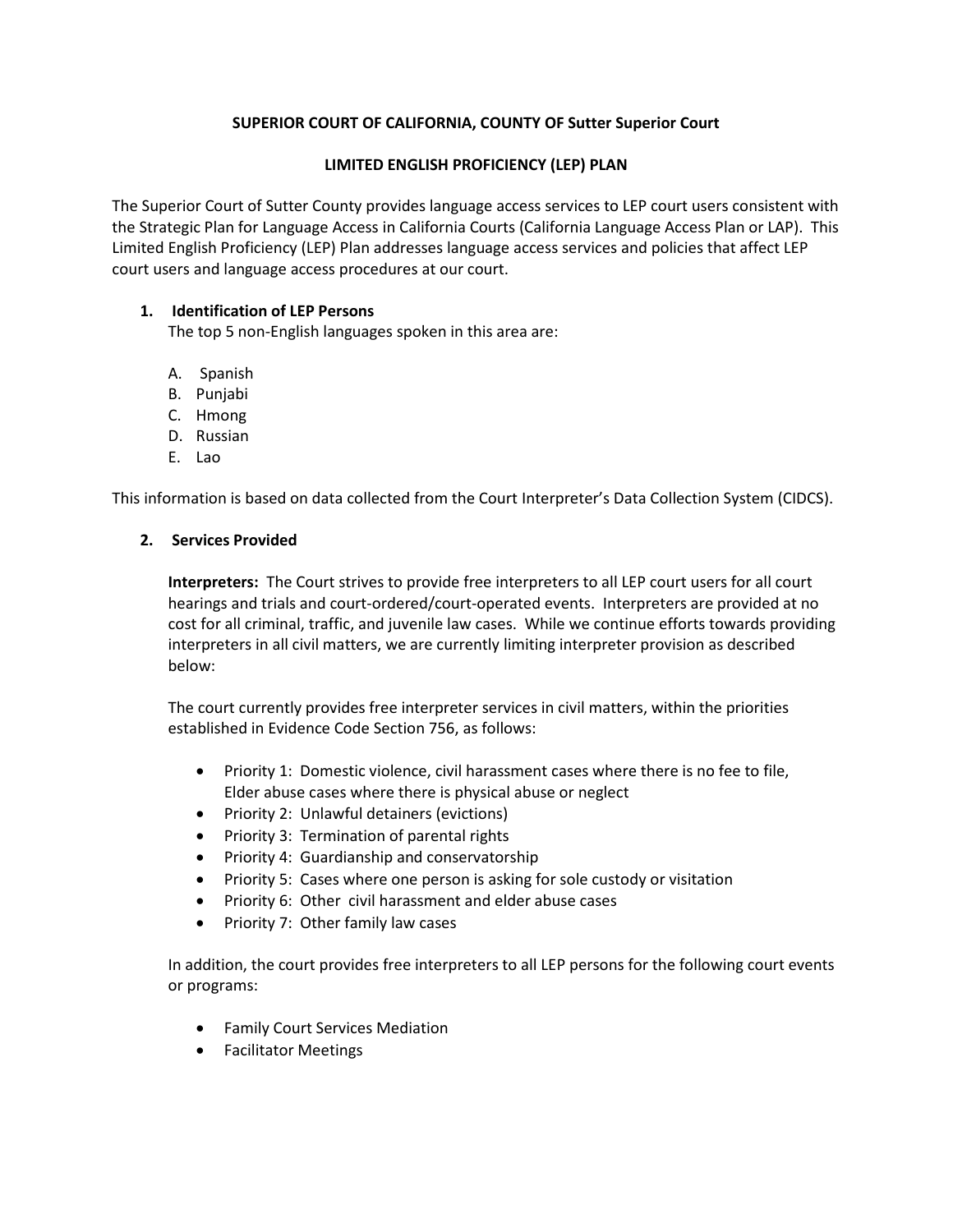**SUPERIOR COURT OF CALIFORNIA, COUNTY OF Sutter Superior Court**

**LIMITED ENGLISH PROFICIENCY (LEP) PLAN**

The Superior Court of Sutter County provides language access services to LEP court users consistent with the Strategic Plan for Language Access in California Courts (California Language Access Plan or LAP). This Limited English Proficiency (LEP) Plan addresses language access services and policies that affect LEP court users and language access procedures at our court.

**1. Identification of LEP Persons**

The top 5 non-English languages spoken in this area are:

A. Spanish
B. Punjabi
C. Hmong
D. Russian
E. Lao

This information is based on data collected from the Court Interpreter's Data Collection System (CIDCS).

**2. Services Provided**

**Interpreters:** The Court strives to provide free interpreters to all LEP court users for all court hearings and trials and court-ordered/court-operated events. Interpreters are provided at no cost for all criminal, traffic, and juvenile law cases. While we continue efforts towards providing interpreters in all civil matters, we are currently limiting interpreter provision as described below:

The court currently provides free interpreter services in civil matters, within the priorities established in Evidence Code Section 756, as follows:

- Priority 1: Domestic violence, civil harassment cases where there is no fee to file, Elder abuse cases where there is physical abuse or neglect
- Priority 2: Unlawful detainers (evictions)
- Priority 3: Termination of parental rights
- Priority 4: Guardianship and conservatorship
- Priority 5: Cases where one person is asking for sole custody or visitation
- Priority 6: Other civil harassment and elder abuse cases
- Priority 7: Other family law cases

In addition, the court provides free interpreters to all LEP persons for the following court events or programs:

- Family Court Services Mediation
- Facilitator Meetings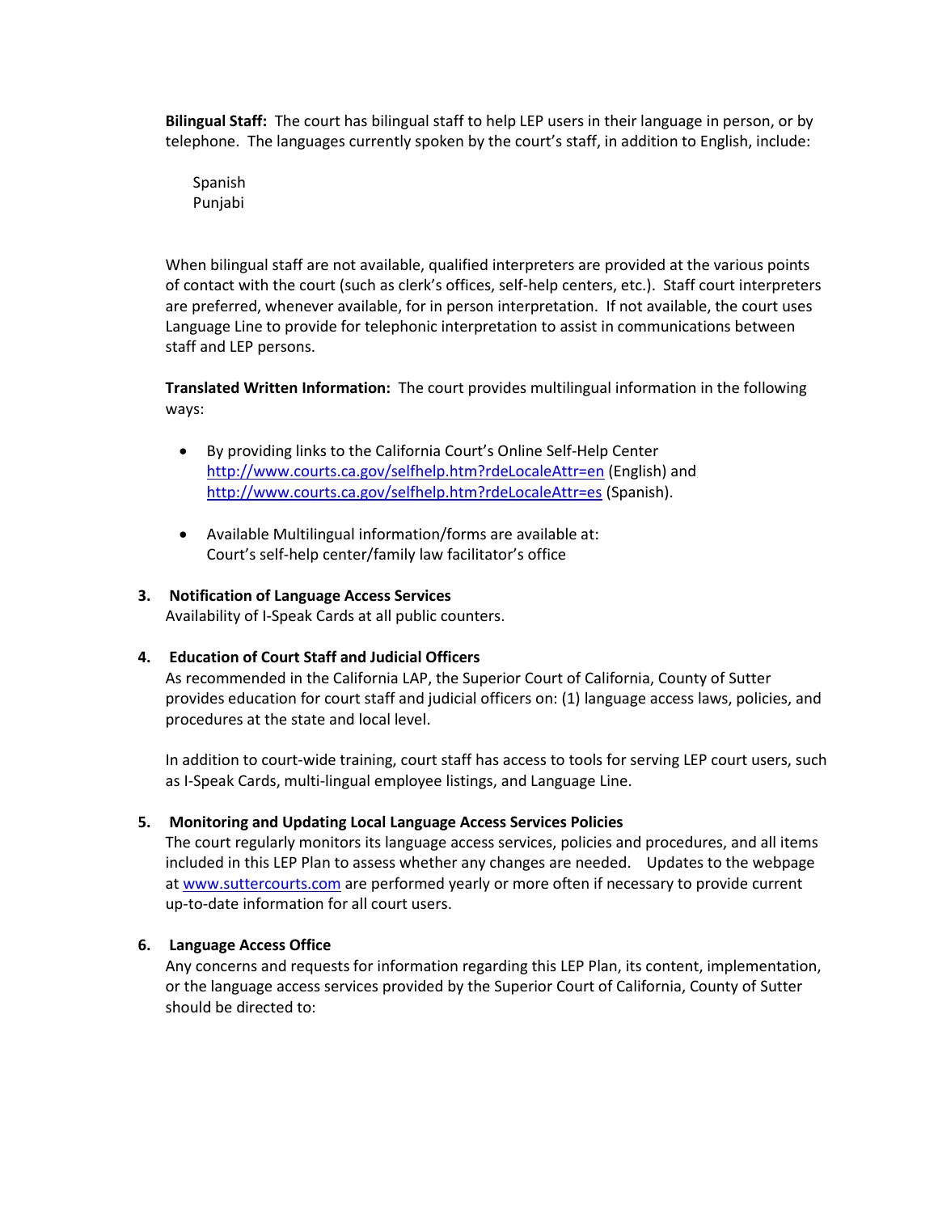**Bilingual Staff:** The court has bilingual staff to help LEP users in their language in person, or by telephone. The languages currently spoken by the court's staff, in addition to English, include:

Spanish
Punjabi

When bilingual staff are not available, qualified interpreters are provided at the various points of contact with the court (such as clerk's offices, self-help centers, etc.). Staff court interpreters are preferred, whenever available, for in person interpretation. If not available, the court uses Language Line to provide for telephonic interpretation to assist in communications between staff and LEP persons.

**Translated Written Information:** The court provides multilingual information in the following ways:

- By providing links to the California Court's Online Self-Help Center http://www.courts.ca.gov/selfhelp.htm?rdeLocaleAttr=en (English) and http://www.courts.ca.gov/selfhelp.htm?rdeLocaleAttr=es (Spanish).

- Available Multilingual information/forms are available at: Court's self-help center/family law facilitator's office

**3. Notification of Language Access Services**

Availability of I-Speak Cards at all public counters.

**4. Education of Court Staff and Judicial Officers**

As recommended in the California LAP, the Superior Court of California, County of Sutter provides education for court staff and judicial officers on: (1) language access laws, policies, and procedures at the state and local level.

In addition to court-wide training, court staff has access to tools for serving LEP court users, such as I-Speak Cards, multi-lingual employee listings, and Language Line.

**5. Monitoring and Updating Local Language Access Services Policies**

The court regularly monitors its language access services, policies and procedures, and all items included in this LEP Plan to assess whether any changes are needed. Updates to the webpage at www.suttercourts.com are performed yearly or more often if necessary to provide current up-to-date information for all court users.

**6. Language Access Office**

Any concerns and requests for information regarding this LEP Plan, its content, implementation, or the language access services provided by the Superior Court of California, County of Sutter should be directed to: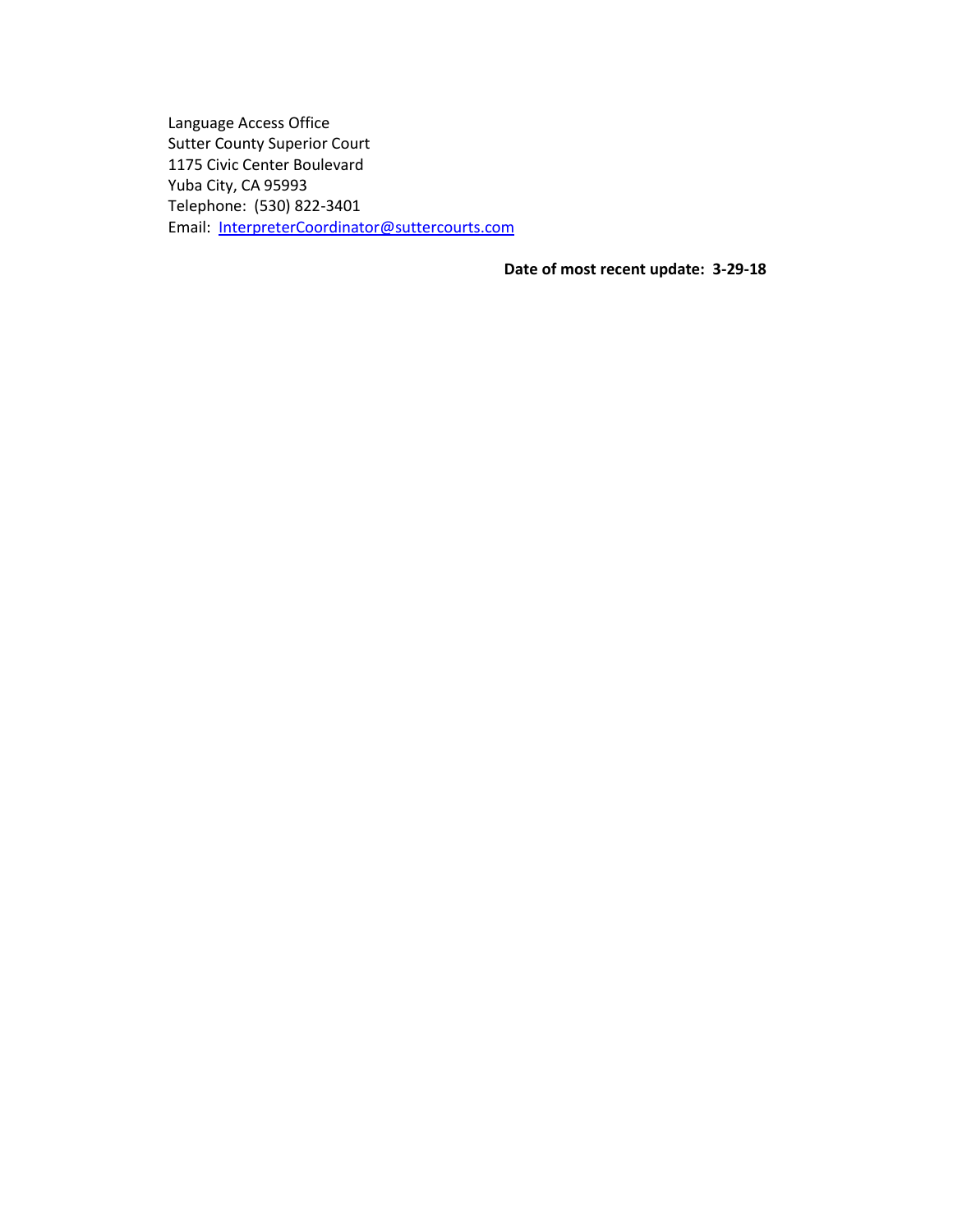Language Access Office
Sutter County Superior Court
1175 Civic Center Boulevard
Yuba City, CA 95993
Telephone: (530) 822-3401
Email: InterpreterCoordinator@suttercourts.com

**Date of most recent update: 3-29-18**